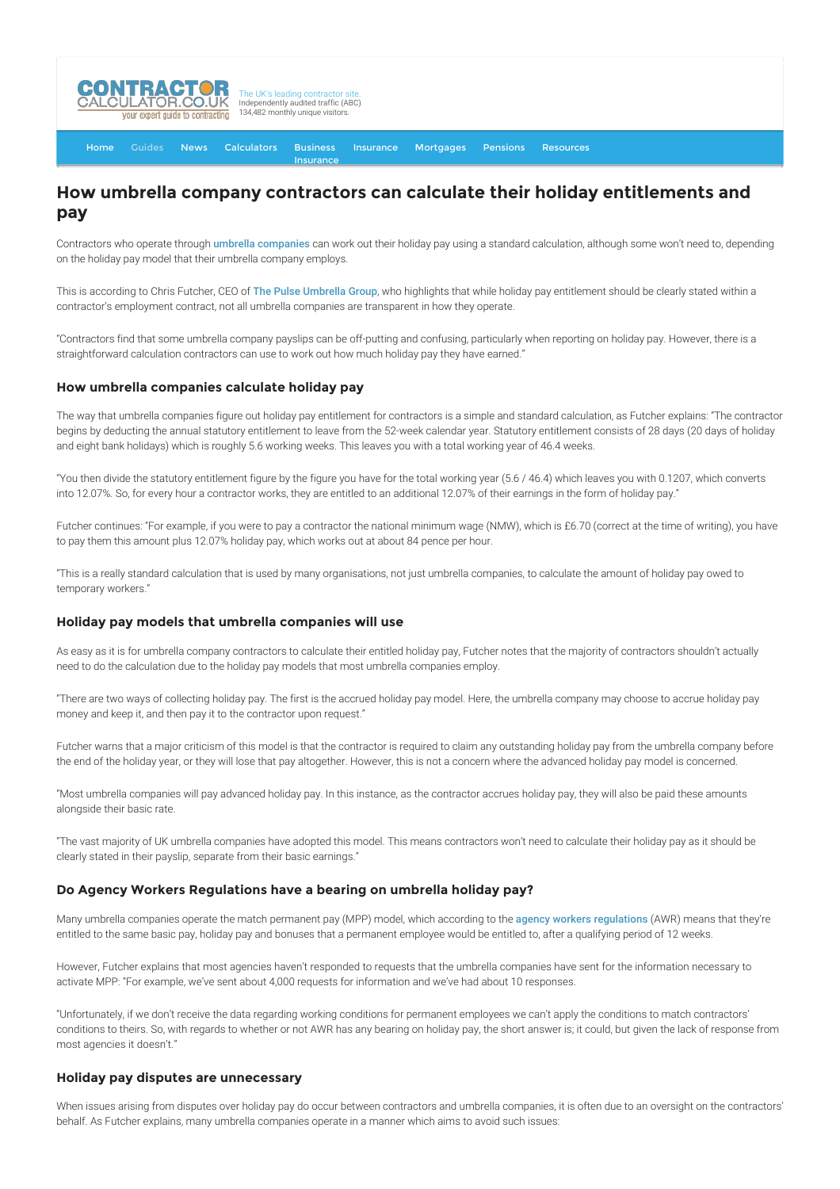# How umbrella company contractors can calculate their holiday entitlements and pay

Contractors who operate through umbrella companies can work out their holiday pay using a standard calculation, although some won't need to, depending on the holiday pay model that their umbrella company employs.

This is according to Chris Futcher, CEO of The Pulse Umbrella Group, who highlights that while holiday pay entitlement should be clearly stated within a contractor's employment contract, not all umbrella companies are transparent in how they operate.

"Contractors find that some umbrella company payslips can be off-putting and confusing, particularly when reporting on holiday pay. However, there is a straightforward calculation contractors can use to work out how much holiday pay they have earned."

## How umbrella companies calculate holiday pay

The way that umbrella companies figure out holiday pay entitlement for contractors is a simple and standard calculation, as Futcher explains: "The contractor begins by deducting the annual statutory entitlement to leave from the 52-week calendar year. Statutory entitlement consists of 28 days (20 days of holiday and eight bank holidays) which is roughly 5.6 working weeks. This leaves you with a total working year of 46.4 weeks.

"You then divide the statutory entitlement figure by the figure you have for the total working year (5.6 / 46.4) which leaves you with 0.1207, which converts into 12.07%. So, for every hour a contractor works, they are entitled to an additional 12.07% of their earnings in the form of holiday pay."

Futcher continues: "For example, if you were to pay a contractor the national minimum wage (NMW), which is £6.70 (correct at the time of writing), you have to pay them this amount plus 12.07% holiday pay, which works out at about 84 pence per hour.

"This is a really standard calculation that is used by many organisations, not just umbrella companies, to calculate the amount of holiday pay owed to temporary workers."

## Holiday pay models that umbrella companies will use

As easy as it is for umbrella company contractors to calculate their entitled holiday pay, Futcher notes that the majority of contractors shouldn't actually need to do the calculation due to the holiday pay models that most umbrella companies employ.

"There are two ways of collecting holiday pay. The first is the accrued holiday pay model. Here, the umbrella company may choose to accrue holiday pay money and keep it, and then pay it to the contractor upon request."

Futcher warns that a major criticism of this model is that the contractor is required to claim any outstanding holiday pay from the umbrella company before the end of the holiday year, or they will lose that pay altogether. However, this is not a concern where the advanced holiday pay model is concerned.

"Most umbrella companies will pay advanced holiday pay. In this instance, as the contractor accrues holiday pay, they will also be paid these amounts alongside their basic rate.

"The vast majority of UK umbrella companies have adopted this model. This means contractors won't need to calculate their holiday pay as it should be clearly stated in their payslip, separate from their basic earnings."

## Do Agency Workers Regulations have a bearing on umbrella holiday pay?

Many umbrella companies operate the match permanent pay (MPP) model, which according to the agency workers regulations (AWR) means that they're entitled to the same basic pay, holiday pay and bonuses that a permanent employee would be entitled to, after a qualifying period of 12 weeks.

However, Futcher explains that most agencies haven't responded to requests that the umbrella companies have sent for the information necessary to activate MPP: "For example, we've sent about 4,000 requests for information and we've had about 10 responses.

"Unfortunately, if we don't receive the data regarding working conditions for permanent employees we can't apply the conditions to match contractors' conditions to theirs. So, with regards to whether or not AWR has any bearing on holiday pay, the short answer is; it could, but given the lack of response from most agencies it doesn't."

## Holiday pay disputes are unnecessary

When issues arising from disputes over holiday pay do occur between contractors and umbrella companies, it is often due to an oversight on the contractors' behalf. As Futcher explains, many umbrella companies operate in a manner which aims to avoid such issues: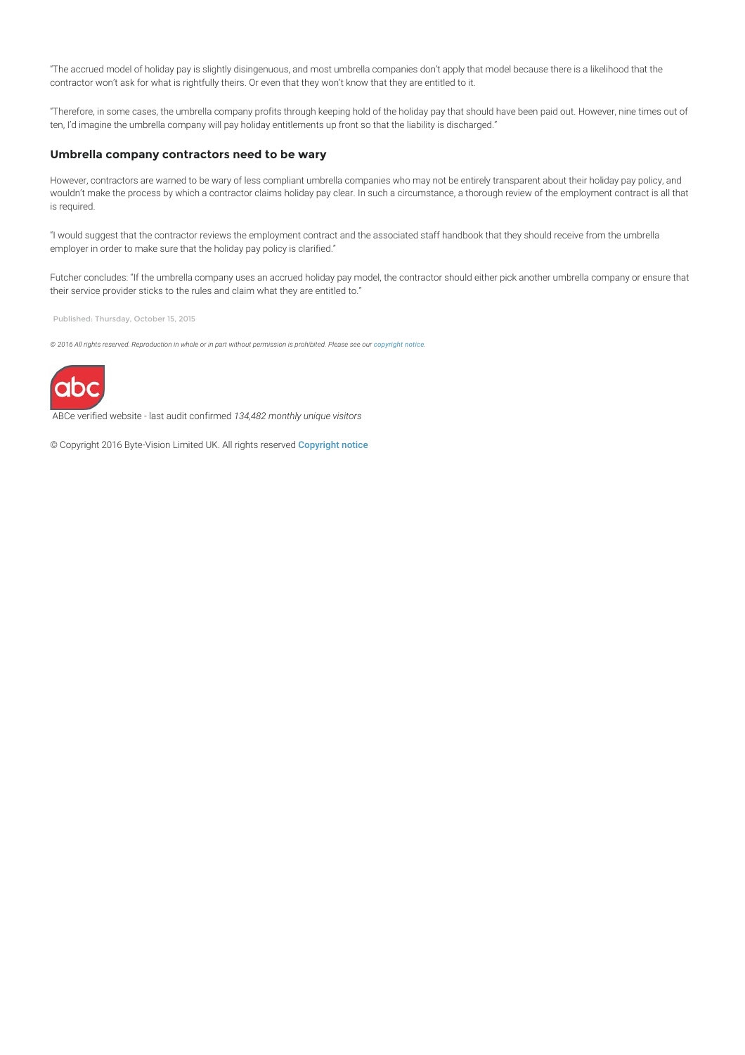"The accrued model of holiday pay is slightly disingenuous, and most umbrella companies don't apply that model because there is a likelihood that the contractor won't ask for what is rightfully theirs. Or even that they won't know that they are entitled to it.

"Therefore, in some cases, the umbrella company profits through keeping hold of the holiday pay that should have been paid out. However, nine times out of ten, I'd imagine the umbrella company will pay holiday entitlements up front so that the liability is discharged."

## Umbrella company contractors need to be wary

However, contractors are warned to be wary of less compliant umbrella companies who may not be entirely transparent about their holiday pay policy, and wouldn't make the process by which a contractor claims holiday pay clear. In such a circumstance, a thorough review of the employment contract is all that is required.

"I would suggest that the contractor reviews the employment contract and the associated staff handbook that they should receive from the umbrella employer in order to make sure that the holiday pay policy is clarified."

Futcher concludes: "If the umbrella company uses an accrued holiday pay model, the contractor should either pick another umbrella company or ensure that their service provider sticks to the rules and claim what they are entitled to."

Published: Thursday, October 15, 2015

*© 2016 All rights reserved. Reproduction in whole or in part without permission is prohibited. Please see our copyright notice.*

abc

ABCe verified website - last audit confirmed *134,482 monthly unique visitors*

© Copyright 2016 Byte-Vision Limited UK. All rights reserved Copyright notice